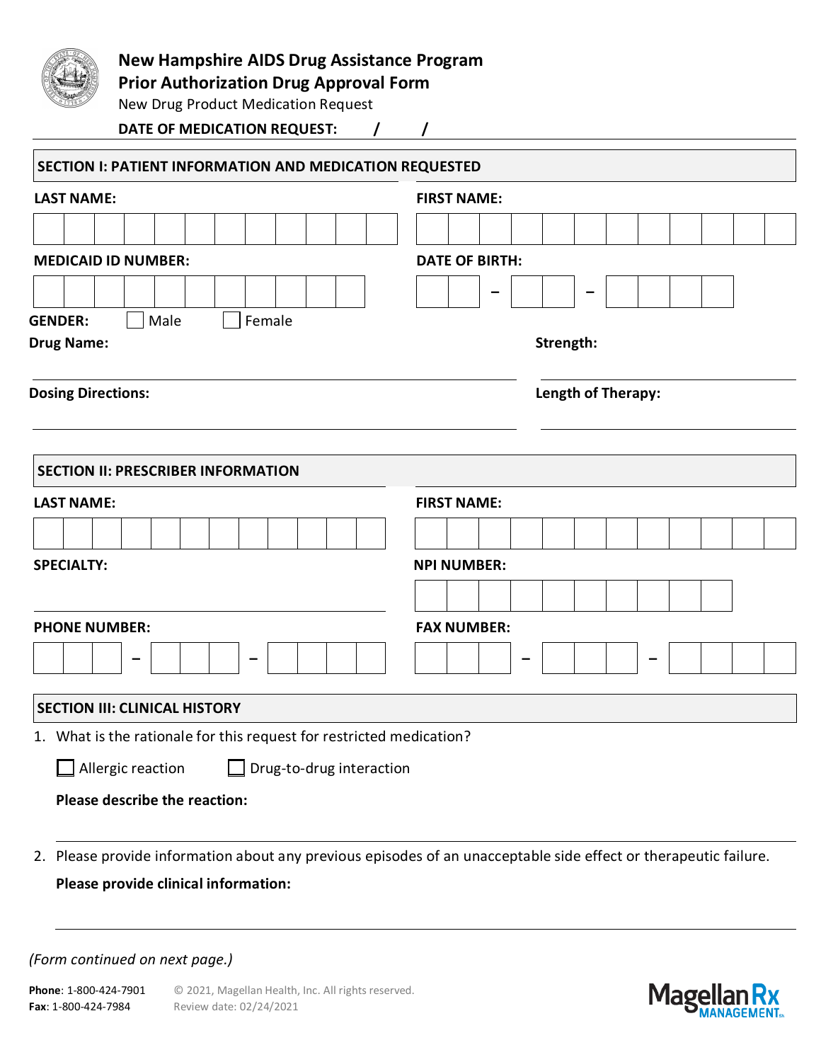# New Hampshire AIDS Drug Assistance Program
## Prior Authorization Drug Approval Form

New Drug Product Medication Request

**DATE OF MEDICATION REQUEST:** / /

### SECTION I: PATIENT INFORMATION AND MEDICATION REQUESTED

**LAST NAME:**

**FIRST NAME:**

**MEDICAID ID NUMBER:**

**DATE OF BIRTH:** – –

**GENDER:** ☐ Male ☐ Female

**Drug Name:**

**Strength:**

**Dosing Directions:**

**Length of Therapy:**

### SECTION II: PRESCRIBER INFORMATION

**LAST NAME:**

**FIRST NAME:**

**SPECIALTY:**

**NPI NUMBER:**

**PHONE NUMBER:** – –

**FAX NUMBER:** – –

### SECTION III: CLINICAL HISTORY

1. What is the rationale for this request for restricted medication?

   ☐ Allergic reaction ☐ Drug-to-drug interaction

   **Please describe the reaction:**

2. Please provide information about any previous episodes of an unacceptable side effect or therapeutic failure.

   **Please provide clinical information:**

*(Form continued on next page.)*

**Phone**: 1-800-424-7901
**Fax**: 1-800-424-7984

© 2021, Magellan Health, Inc. All rights reserved.
Review date: 02/24/2021

Magellan Rx MANAGEMENT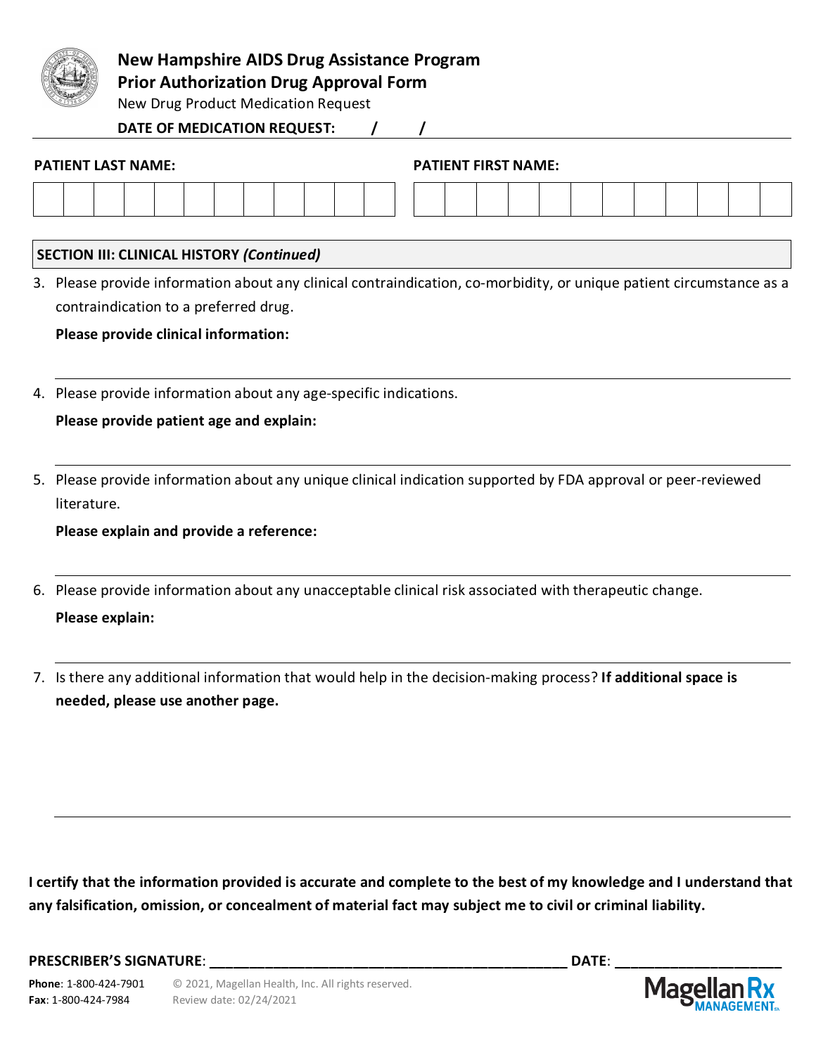# New Hampshire AIDS Drug Assistance Program
## Prior Authorization Drug Approval Form

New Drug Product Medication Request

**DATE OF MEDICATION REQUEST:** / /

**PATIENT LAST NAME:**

**PATIENT FIRST NAME:**

**SECTION III: CLINICAL HISTORY *(Continued)***

3. Please provide information about any clinical contraindication, co-morbidity, or unique patient circumstance as a contraindication to a preferred drug.

   **Please provide clinical information:**

4. Please provide information about any age-specific indications.

   **Please provide patient age and explain:**

5. Please provide information about any unique clinical indication supported by FDA approval or peer-reviewed literature.

   **Please explain and provide a reference:**

6. Please provide information about any unacceptable clinical risk associated with therapeutic change.

   **Please explain:**

7. Is there any additional information that would help in the decision-making process? **If additional space is needed, please use another page.**

**I certify that the information provided is accurate and complete to the best of my knowledge and I understand that any falsification, omission, or concealment of material fact may subject me to civil or criminal liability.**

**PRESCRIBER'S SIGNATURE**: ____________________ **DATE**: ____________________

**Phone**: 1-800-424-7901
**Fax**: 1-800-424-7984

© 2021, Magellan Health, Inc. All rights reserved.
Review date: 02/24/2021

Magellan Rx MANAGEMENT